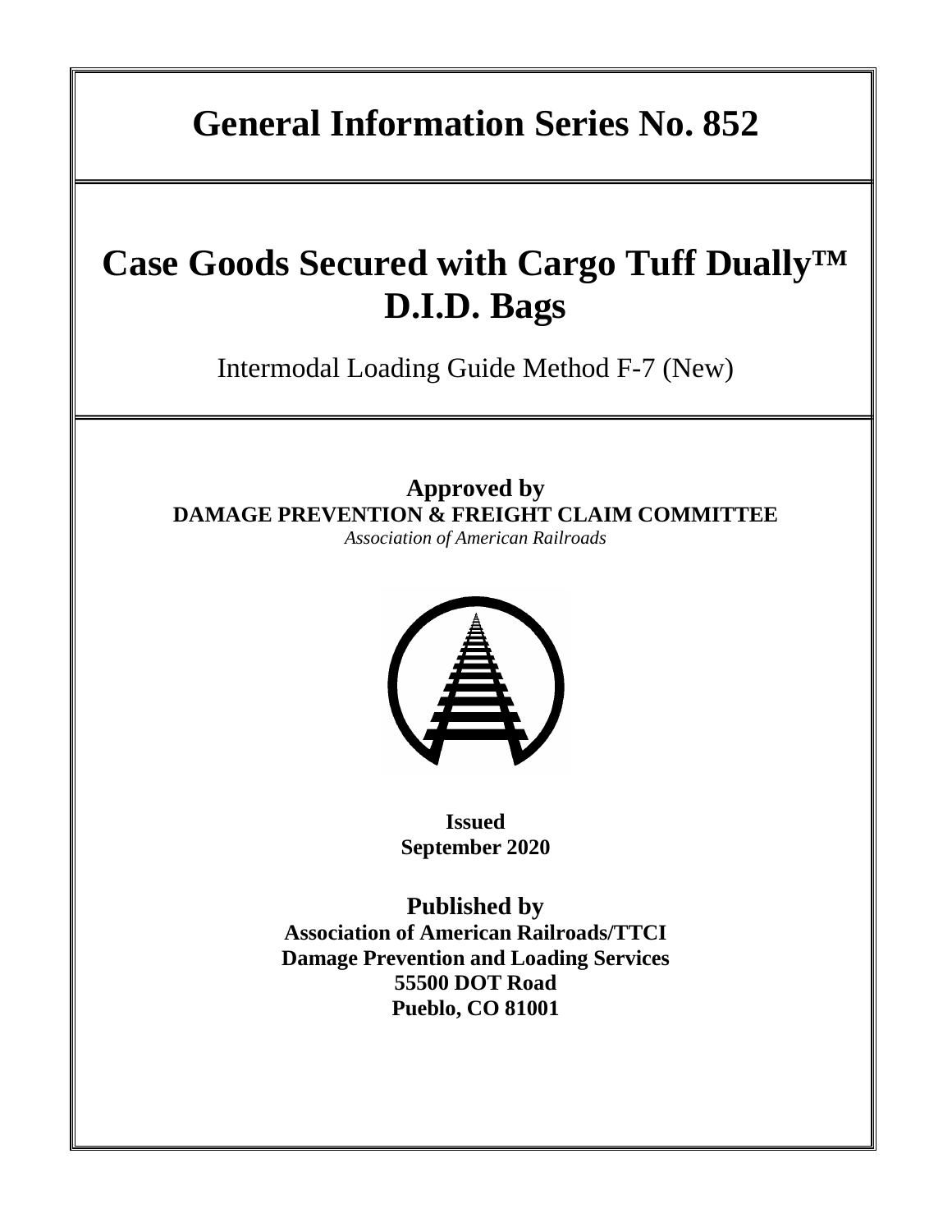# General Information Series No. 852

# Case Goods Secured with Cargo Tuff Dually™ D.I.D. Bags

Intermodal Loading Guide Method F-7 (New)

**Approved by**
**DAMAGE PREVENTION & FREIGHT CLAIM COMMITTEE**
*Association of American Railroads*

**Issued**
**September 2020**

**Published by**
**Association of American Railroads/TTCI**
**Damage Prevention and Loading Services**
**55500 DOT Road**
**Pueblo, CO 81001**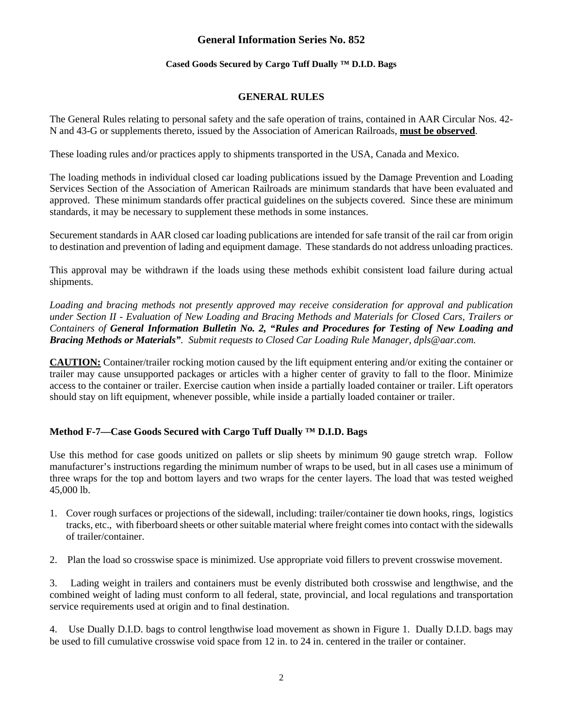## General Information Series No. 852

**Cased Goods Secured by Cargo Tuff Dually ™ D.I.D. Bags**

### GENERAL RULES

The General Rules relating to personal safety and the safe operation of trains, contained in AAR Circular Nos. 42-N and 43-G or supplements thereto, issued by the Association of American Railroads, **must be observed**.

These loading rules and/or practices apply to shipments transported in the USA, Canada and Mexico.

The loading methods in individual closed car loading publications issued by the Damage Prevention and Loading Services Section of the Association of American Railroads are minimum standards that have been evaluated and approved. These minimum standards offer practical guidelines on the subjects covered. Since these are minimum standards, it may be necessary to supplement these methods in some instances.

Securement standards in AAR closed car loading publications are intended for safe transit of the rail car from origin to destination and prevention of lading and equipment damage. These standards do not address unloading practices.

This approval may be withdrawn if the loads using these methods exhibit consistent load failure during actual shipments.

*Loading and bracing methods not presently approved may receive consideration for approval and publication under Section II - Evaluation of New Loading and Bracing Methods and Materials for Closed Cars, Trailers or Containers of **General Information Bulletin No. 2, "Rules and Procedures for Testing of New Loading and Bracing Methods or Materials"**. Submit requests to Closed Car Loading Rule Manager, dpls@aar.com.*

**CAUTION:** Container/trailer rocking motion caused by the lift equipment entering and/or exiting the container or trailer may cause unsupported packages or articles with a higher center of gravity to fall to the floor. Minimize access to the container or trailer. Exercise caution when inside a partially loaded container or trailer. Lift operators should stay on lift equipment, whenever possible, while inside a partially loaded container or trailer.

### Method F-7—Case Goods Secured with Cargo Tuff Dually ™ D.I.D. Bags

Use this method for case goods unitized on pallets or slip sheets by minimum 90 gauge stretch wrap. Follow manufacturer's instructions regarding the minimum number of wraps to be used, but in all cases use a minimum of three wraps for the top and bottom layers and two wraps for the center layers. The load that was tested weighed 45,000 lb.

1. Cover rough surfaces or projections of the sidewall, including: trailer/container tie down hooks, rings, logistics tracks, etc., with fiberboard sheets or other suitable material where freight comes into contact with the sidewalls of trailer/container.

2. Plan the load so crosswise space is minimized. Use appropriate void fillers to prevent crosswise movement.

3. Lading weight in trailers and containers must be evenly distributed both crosswise and lengthwise, and the combined weight of lading must conform to all federal, state, provincial, and local regulations and transportation service requirements used at origin and to final destination.

4. Use Dually D.I.D. bags to control lengthwise load movement as shown in Figure 1. Dually D.I.D. bags may be used to fill cumulative crosswise void space from 12 in. to 24 in. centered in the trailer or container.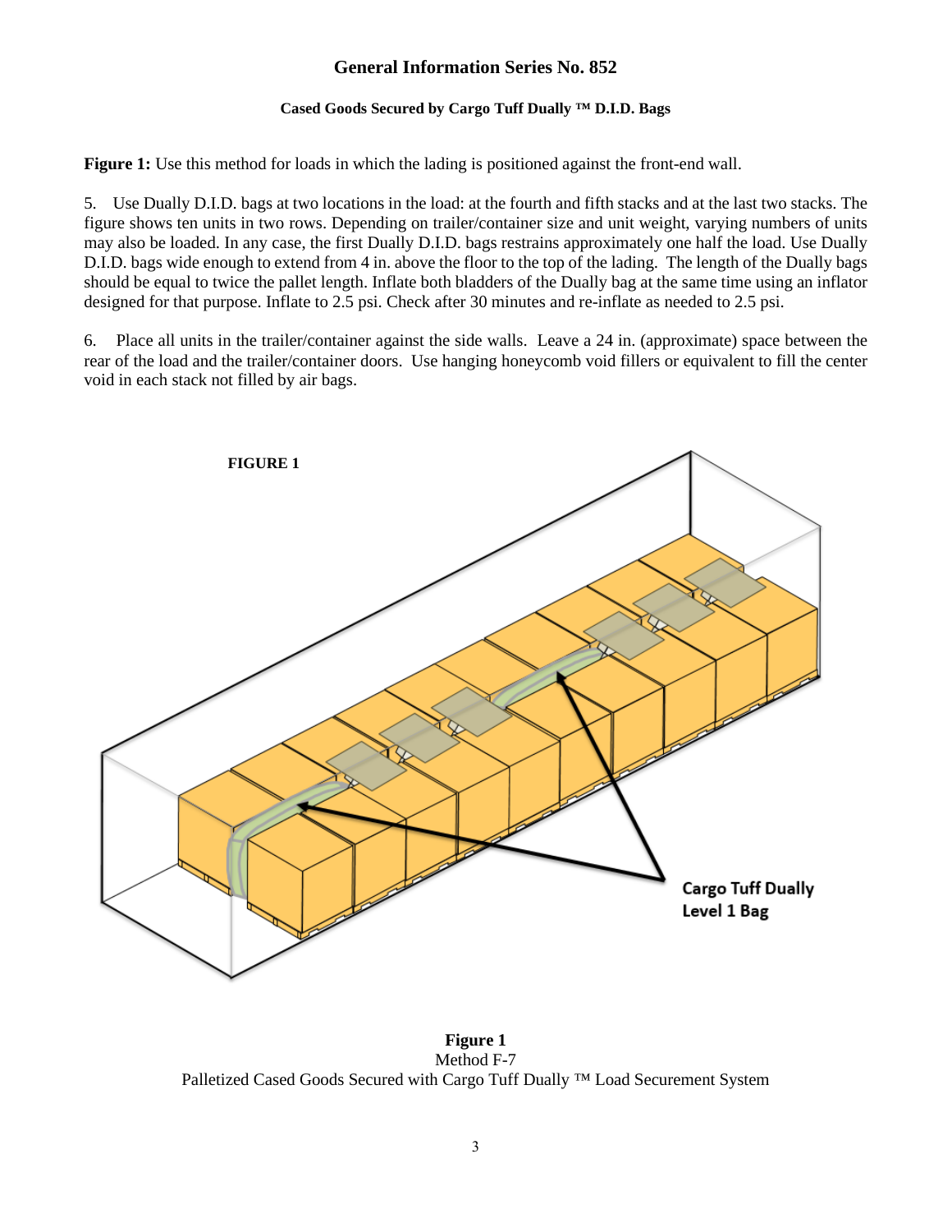## General Information Series No. 852

### Cased Goods Secured by Cargo Tuff Dually ™ D.I.D. Bags

**Figure 1:** Use this method for loads in which the lading is positioned against the front-end wall.

5. Use Dually D.I.D. bags at two locations in the load: at the fourth and fifth stacks and at the last two stacks. The figure shows ten units in two rows. Depending on trailer/container size and unit weight, varying numbers of units may also be loaded. In any case, the first Dually D.I.D. bags restrains approximately one half the load. Use Dually D.I.D. bags wide enough to extend from 4 in. above the floor to the top of the lading. The length of the Dually bags should be equal to twice the pallet length. Inflate both bladders of the Dually bag at the same time using an inflator designed for that purpose. Inflate to 2.5 psi. Check after 30 minutes and re-inflate as needed to 2.5 psi.

6. Place all units in the trailer/container against the side walls. Leave a 24 in. (approximate) space between the rear of the load and the trailer/container doors. Use hanging honeycomb void fillers or equivalent to fill the center void in each stack not filled by air bags.

**FIGURE 1**

Cargo Tuff Dually Level 1 Bag

**Figure 1**
Method F-7
Palletized Cased Goods Secured with Cargo Tuff Dually ™ Load Securement System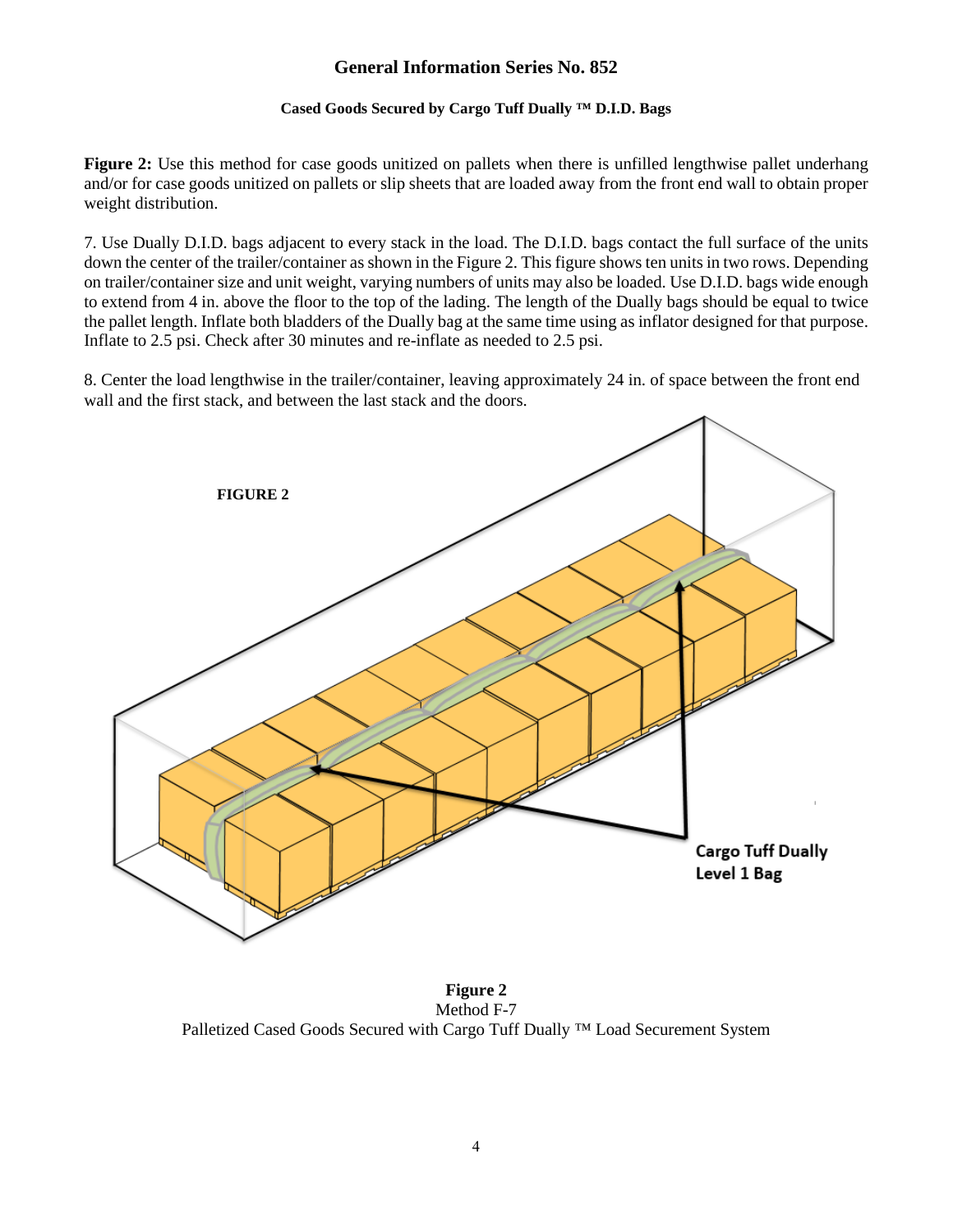# General Information Series No. 852

### Cased Goods Secured by Cargo Tuff Dually ™ D.I.D. Bags

**Figure 2:** Use this method for case goods unitized on pallets when there is unfilled lengthwise pallet underhang and/or for case goods unitized on pallets or slip sheets that are loaded away from the front end wall to obtain proper weight distribution.

7. Use Dually D.I.D. bags adjacent to every stack in the load. The D.I.D. bags contact the full surface of the units down the center of the trailer/container as shown in the Figure 2. This figure shows ten units in two rows. Depending on trailer/container size and unit weight, varying numbers of units may also be loaded. Use D.I.D. bags wide enough to extend from 4 in. above the floor to the top of the lading. The length of the Dually bags should be equal to twice the pallet length. Inflate both bladders of the Dually bag at the same time using as inflator designed for that purpose. Inflate to 2.5 psi. Check after 30 minutes and re-inflate as needed to 2.5 psi.

8. Center the load lengthwise in the trailer/container, leaving approximately 24 in. of space between the front end wall and the first stack, and between the last stack and the doors.

**FIGURE 2**

Cargo Tuff Dually Level 1 Bag

**Figure 2**
Method F-7
Palletized Cased Goods Secured with Cargo Tuff Dually ™ Load Securement System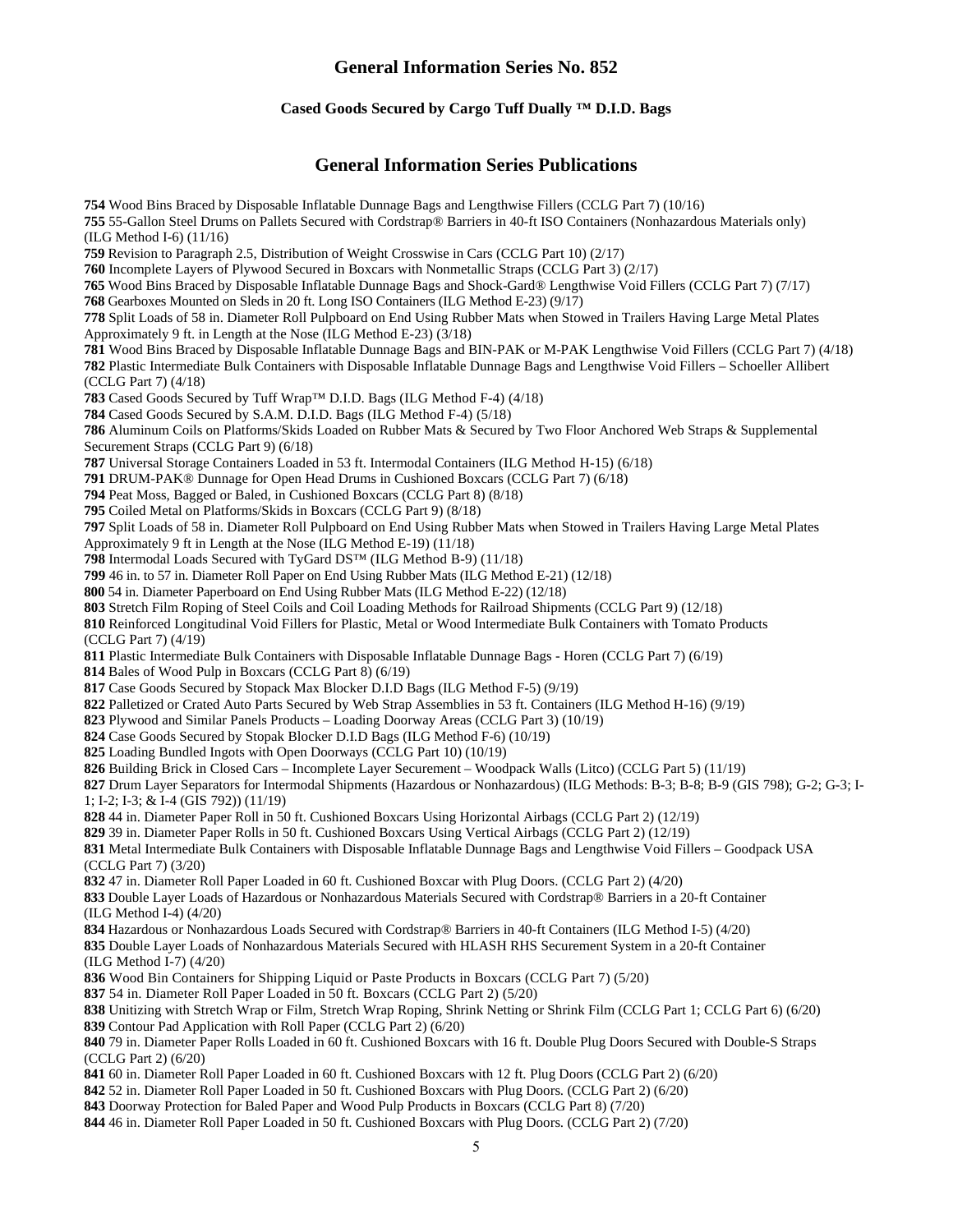## General Information Series No. 852

### Cased Goods Secured by Cargo Tuff Dually ™ D.I.D. Bags

## General Information Series Publications

**754** Wood Bins Braced by Disposable Inflatable Dunnage Bags and Lengthwise Fillers (CCLG Part 7) (10/16)
**755** 55-Gallon Steel Drums on Pallets Secured with Cordstrap® Barriers in 40-ft ISO Containers (Nonhazardous Materials only) (ILG Method I-6) (11/16)
**759** Revision to Paragraph 2.5, Distribution of Weight Crosswise in Cars (CCLG Part 10) (2/17)
**760** Incomplete Layers of Plywood Secured in Boxcars with Nonmetallic Straps (CCLG Part 3) (2/17)
**765** Wood Bins Braced by Disposable Inflatable Dunnage Bags and Shock-Gard® Lengthwise Void Fillers (CCLG Part 7) (7/17)
**768** Gearboxes Mounted on Sleds in 20 ft. Long ISO Containers (ILG Method E-23) (9/17)
**778** Split Loads of 58 in. Diameter Roll Pulpboard on End Using Rubber Mats when Stowed in Trailers Having Large Metal Plates Approximately 9 ft. in Length at the Nose (ILG Method E-23) (3/18)
**781** Wood Bins Braced by Disposable Inflatable Dunnage Bags and BIN-PAK or M-PAK Lengthwise Void Fillers (CCLG Part 7) (4/18)
**782** Plastic Intermediate Bulk Containers with Disposable Inflatable Dunnage Bags and Lengthwise Void Fillers – Schoeller Allibert (CCLG Part 7) (4/18)
**783** Cased Goods Secured by Tuff Wrap™ D.I.D. Bags (ILG Method F-4) (4/18)
**784** Cased Goods Secured by S.A.M. D.I.D. Bags (ILG Method F-4) (5/18)
**786** Aluminum Coils on Platforms/Skids Loaded on Rubber Mats & Secured by Two Floor Anchored Web Straps & Supplemental Securement Straps (CCLG Part 9) (6/18)
**787** Universal Storage Containers Loaded in 53 ft. Intermodal Containers (ILG Method H-15) (6/18)
**791** DRUM-PAK® Dunnage for Open Head Drums in Cushioned Boxcars (CCLG Part 7) (6/18)
**794** Peat Moss, Bagged or Baled, in Cushioned Boxcars (CCLG Part 8) (8/18)
**795** Coiled Metal on Platforms/Skids in Boxcars (CCLG Part 9) (8/18)
**797** Split Loads of 58 in. Diameter Roll Pulpboard on End Using Rubber Mats when Stowed in Trailers Having Large Metal Plates Approximately 9 ft in Length at the Nose (ILG Method E-19) (11/18)
**798** Intermodal Loads Secured with TyGard DS™ (ILG Method B-9) (11/18)
**799** 46 in. to 57 in. Diameter Roll Paper on End Using Rubber Mats (ILG Method E-21) (12/18)
**800** 54 in. Diameter Paperboard on End Using Rubber Mats (ILG Method E-22) (12/18)
**803** Stretch Film Roping of Steel Coils and Coil Loading Methods for Railroad Shipments (CCLG Part 9) (12/18)
**810** Reinforced Longitudinal Void Fillers for Plastic, Metal or Wood Intermediate Bulk Containers with Tomato Products (CCLG Part 7) (4/19)
**811** Plastic Intermediate Bulk Containers with Disposable Inflatable Dunnage Bags - Horen (CCLG Part 7) (6/19)
**814** Bales of Wood Pulp in Boxcars (CCLG Part 8) (6/19)
**817** Case Goods Secured by Stopack Max Blocker D.I.D Bags (ILG Method F-5) (9/19)
**822** Palletized or Crated Auto Parts Secured by Web Strap Assemblies in 53 ft. Containers (ILG Method H-16) (9/19)
**823** Plywood and Similar Panels Products – Loading Doorway Areas (CCLG Part 3) (10/19)
**824** Case Goods Secured by Stopak Blocker D.I.D Bags (ILG Method F-6) (10/19)
**825** Loading Bundled Ingots with Open Doorways (CCLG Part 10) (10/19)
**826** Building Brick in Closed Cars – Incomplete Layer Securement – Woodpack Walls (Litco) (CCLG Part 5) (11/19)
**827** Drum Layer Separators for Intermodal Shipments (Hazardous or Nonhazardous) (ILG Methods: B-3; B-8; B-9 (GIS 798); G-2; G-3; I-1; I-2; I-3; & I-4 (GIS 792)) (11/19)
**828** 44 in. Diameter Paper Roll in 50 ft. Cushioned Boxcars Using Horizontal Airbags (CCLG Part 2) (12/19)
**829** 39 in. Diameter Paper Rolls in 50 ft. Cushioned Boxcars Using Vertical Airbags (CCLG Part 2) (12/19)
**831** Metal Intermediate Bulk Containers with Disposable Inflatable Dunnage Bags and Lengthwise Void Fillers – Goodpack USA (CCLG Part 7) (3/20)
**832** 47 in. Diameter Roll Paper Loaded in 60 ft. Cushioned Boxcar with Plug Doors. (CCLG Part 2) (4/20)
**833** Double Layer Loads of Hazardous or Nonhazardous Materials Secured with Cordstrap® Barriers in a 20-ft Container (ILG Method I-4) (4/20)
**834** Hazardous or Nonhazardous Loads Secured with Cordstrap® Barriers in 40-ft Containers (ILG Method I-5) (4/20)
**835** Double Layer Loads of Nonhazardous Materials Secured with HLASH RHS Securement System in a 20-ft Container (ILG Method I-7) (4/20)
**836** Wood Bin Containers for Shipping Liquid or Paste Products in Boxcars (CCLG Part 7) (5/20)
**837** 54 in. Diameter Roll Paper Loaded in 50 ft. Boxcars (CCLG Part 2) (5/20)
**838** Unitizing with Stretch Wrap or Film, Stretch Wrap Roping, Shrink Netting or Shrink Film (CCLG Part 1; CCLG Part 6) (6/20)
**839** Contour Pad Application with Roll Paper (CCLG Part 2) (6/20)
**840** 79 in. Diameter Paper Rolls Loaded in 60 ft. Cushioned Boxcars with 16 ft. Double Plug Doors Secured with Double-S Straps (CCLG Part 2) (6/20)
**841** 60 in. Diameter Roll Paper Loaded in 60 ft. Cushioned Boxcars with 12 ft. Plug Doors (CCLG Part 2) (6/20)
**842** 52 in. Diameter Roll Paper Loaded in 50 ft. Cushioned Boxcars with Plug Doors. (CCLG Part 2) (6/20)
**843** Doorway Protection for Baled Paper and Wood Pulp Products in Boxcars (CCLG Part 8) (7/20)
**844** 46 in. Diameter Roll Paper Loaded in 50 ft. Cushioned Boxcars with Plug Doors. (CCLG Part 2) (7/20)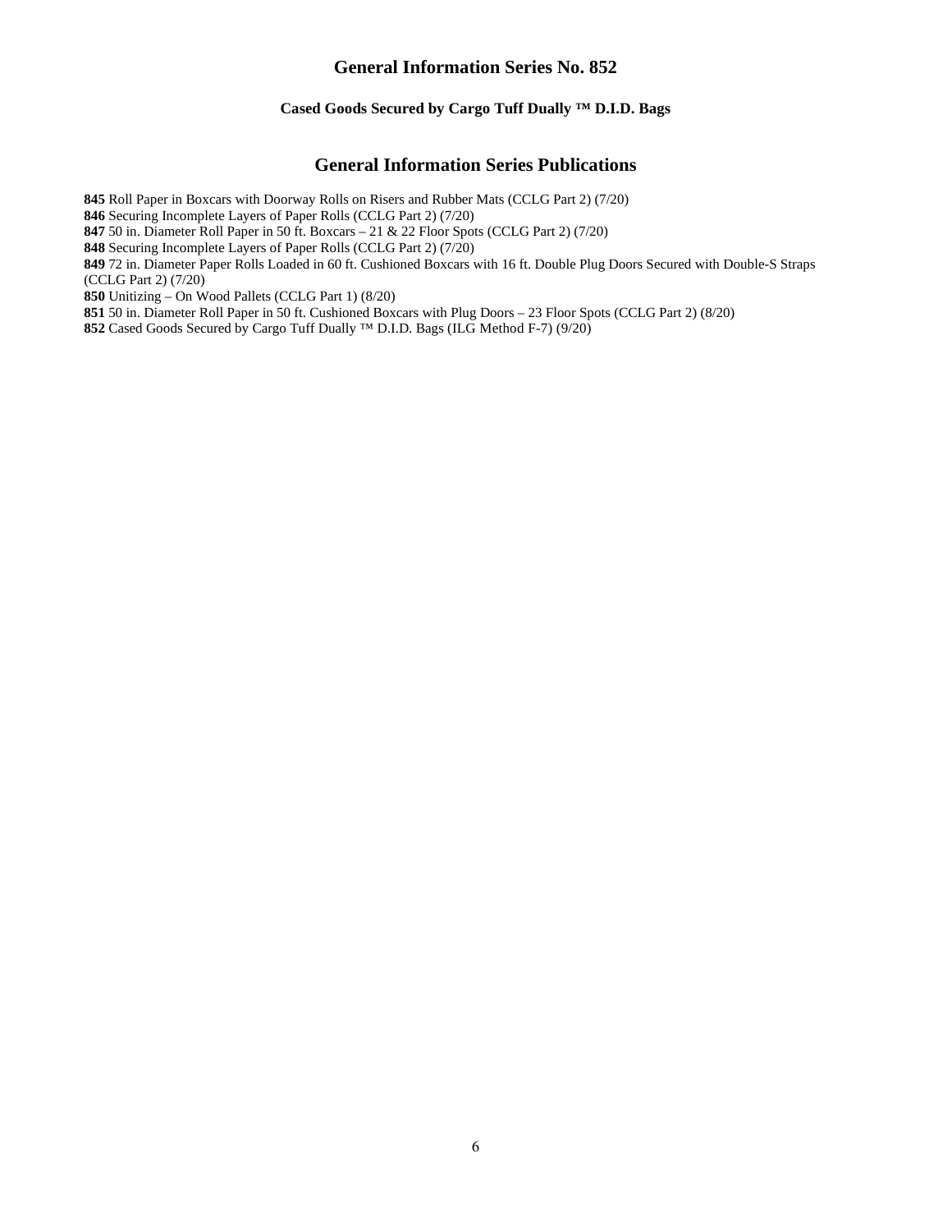## General Information Series No. 852

### Cased Goods Secured by Cargo Tuff Dually ™ D.I.D. Bags

## General Information Series Publications

**845** Roll Paper in Boxcars with Doorway Rolls on Risers and Rubber Mats (CCLG Part 2) (7/20)
**846** Securing Incomplete Layers of Paper Rolls (CCLG Part 2) (7/20)
**847** 50 in. Diameter Roll Paper in 50 ft. Boxcars – 21 & 22 Floor Spots (CCLG Part 2) (7/20)
**848** Securing Incomplete Layers of Paper Rolls (CCLG Part 2) (7/20)
**849** 72 in. Diameter Paper Rolls Loaded in 60 ft. Cushioned Boxcars with 16 ft. Double Plug Doors Secured with Double-S Straps (CCLG Part 2) (7/20)
**850** Unitizing – On Wood Pallets (CCLG Part 1) (8/20)
**851** 50 in. Diameter Roll Paper in 50 ft. Cushioned Boxcars with Plug Doors – 23 Floor Spots (CCLG Part 2) (8/20)
**852** Cased Goods Secured by Cargo Tuff Dually ™ D.I.D. Bags (ILG Method F-7) (9/20)